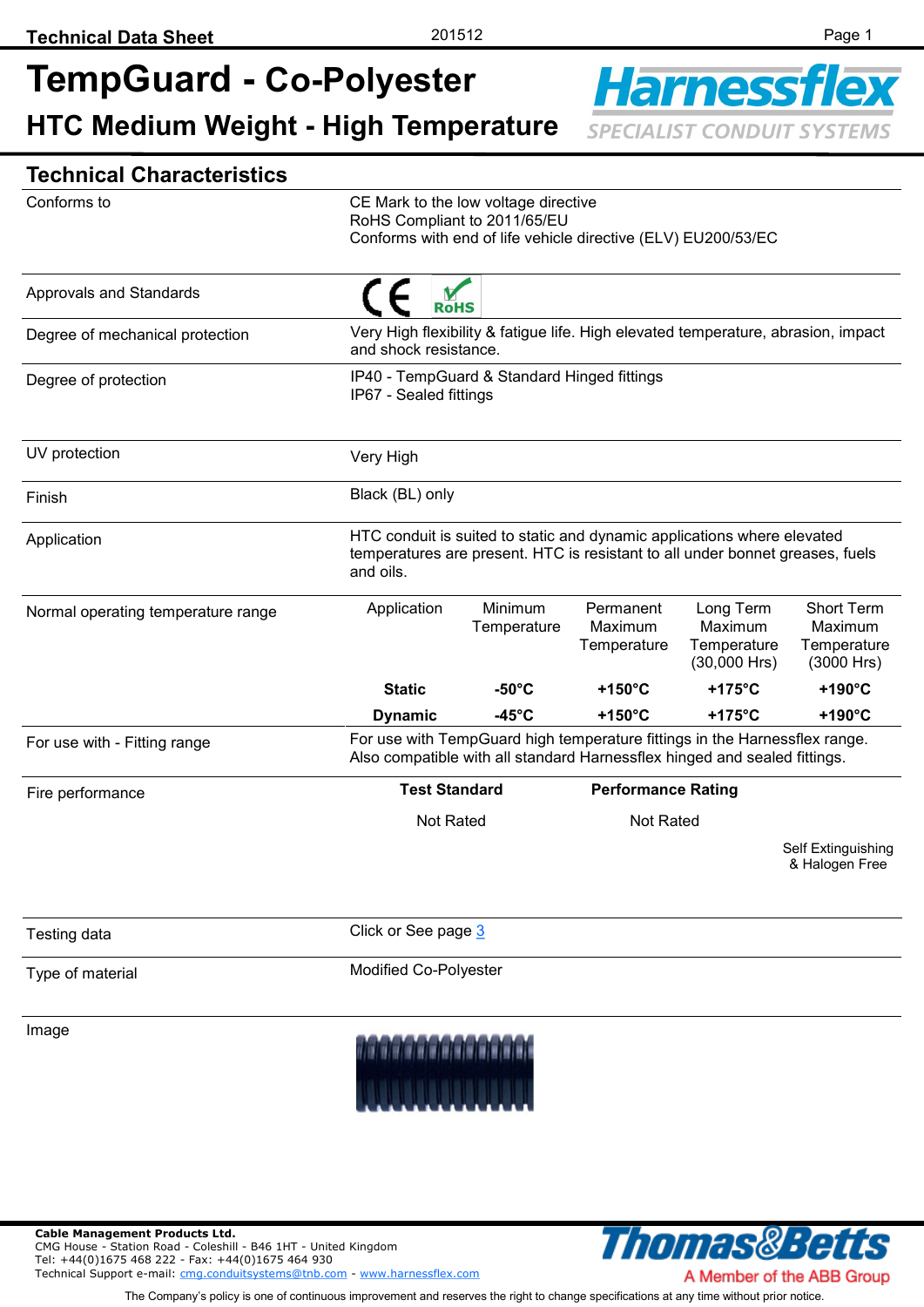# TempGuard - Co-Polyester

## HTC Medium Weight - High Temperature

Harnessflex
SPECIALIST CONDUIT SYSTEMS

## Technical Characteristics

| | |
|---|---|
| Conforms to | CE Mark to the low voltage directive<br>RoHS Compliant to 2011/65/EU<br>Conforms with end of life vehicle directive (ELV) EU200/53/EC |
| Approvals and Standards | CE RoHS |
| Degree of mechanical protection | Very High flexibility & fatigue life. High elevated temperature, abrasion, impact and shock resistance. |
| Degree of protection | IP40 - TempGuard & Standard Hinged fittings<br>IP67 - Sealed fittings |
| UV protection | Very High |
| Finish | Black (BL) only |
| Application | HTC conduit is suited to static and dynamic applications where elevated temperatures are present. HTC is resistant to all under bonnet greases, fuels and oils. |

**Normal operating temperature range**

| Application | Minimum Temperature | Permanent Maximum Temperature | Long Term Maximum Temperature (30,000 Hrs) | Short Term Maximum Temperature (3000 Hrs) |
|---|---|---|---|---|
| **Static** | **-50°C** | **+150°C** | **+175°C** | **+190°C** |
| **Dynamic** | **-45°C** | **+150°C** | **+175°C** | **+190°C** |

| | |
|---|---|
| For use with - Fitting range | For use with TempGuard high temperature fittings in the Harnessflex range.<br>Also compatible with all standard Harnessflex hinged and sealed fittings. |

**Fire performance**

| Test Standard | Performance Rating |
|---|---|
| Not Rated | Not Rated |

Self Extinguishing & Halogen Free

| | |
|---|---|
| Testing data | Click or See page 3 |
| Type of material | Modified Co-Polyester |
| Image | |

**Cable Management Products Ltd.**
CMG House - Station Road - Coleshill - B46 1HT - United Kingdom
Tel: +44(0)1675 468 222 - Fax: +44(0)1675 464 930
Technical Support e-mail: cmg.conduitsystems@tnb.com - www.harnessflex.com

Thomas&Betts
A Member of the ABB Group

The Company's policy is one of continuous improvement and reserves the right to change specifications at any time without prior notice.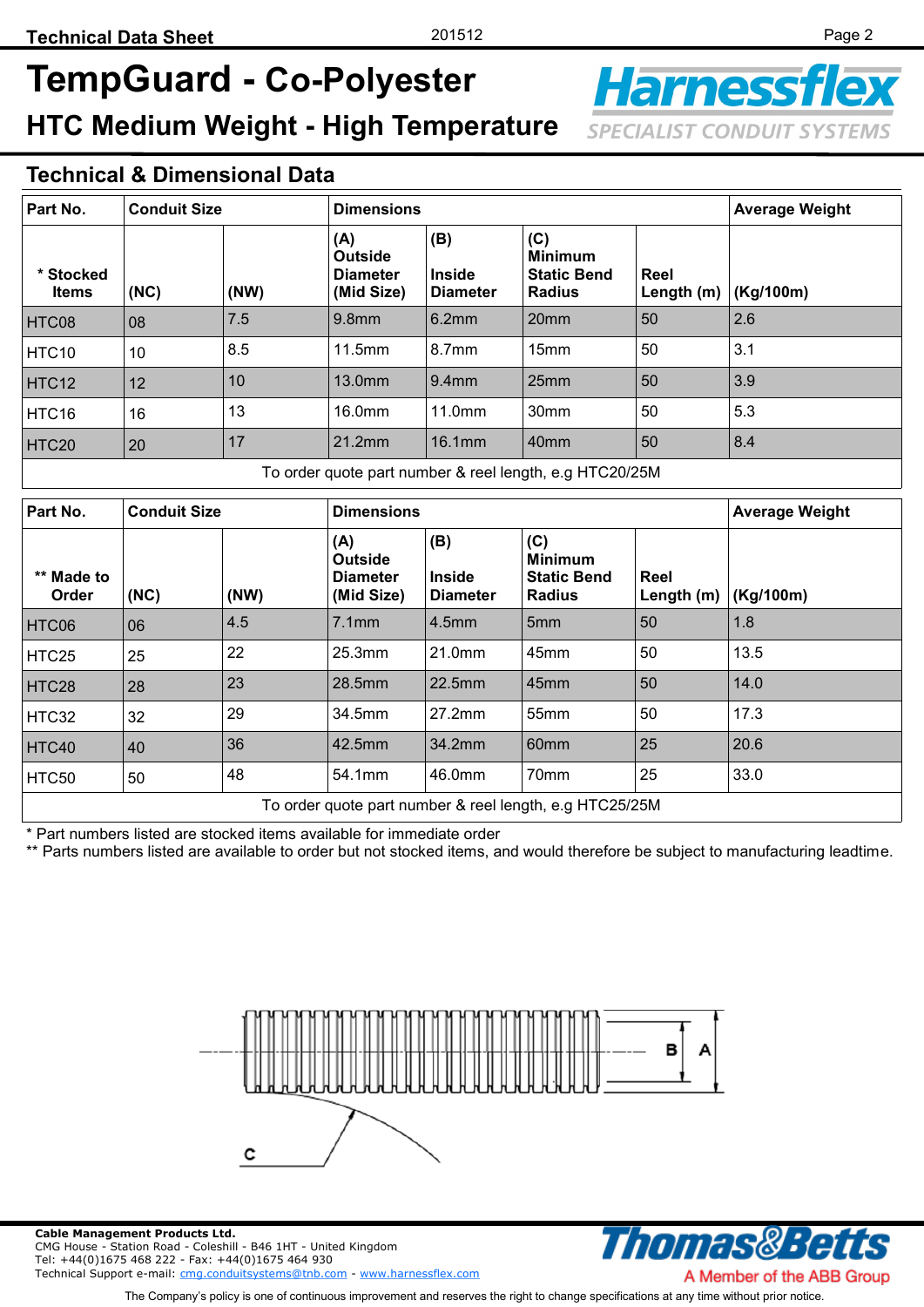# TempGuard - Co-Polyester

## HTC Medium Weight - High Temperature

## Technical & Dimensional Data

| Part No. | Conduit Size | | Dimensions | | | | Average Weight |
|---|---|---|---|---|---|---|---|
| * Stocked Items | (NC) | (NW) | (A) Outside Diameter (Mid Size) | (B) Inside Diameter | (C) Minimum Static Bend Radius | Reel Length (m) | (Kg/100m) |
| HTC08 | 08 | 7.5 | 9.8mm | 6.2mm | 20mm | 50 | 2.6 |
| HTC10 | 10 | 8.5 | 11.5mm | 8.7mm | 15mm | 50 | 3.1 |
| HTC12 | 12 | 10 | 13.0mm | 9.4mm | 25mm | 50 | 3.9 |
| HTC16 | 16 | 13 | 16.0mm | 11.0mm | 30mm | 50 | 5.3 |
| HTC20 | 20 | 17 | 21.2mm | 16.1mm | 40mm | 50 | 8.4 |
| To order quote part number & reel length, e.g HTC20/25M | | | | | | | |

| Part No. | Conduit Size | | Dimensions | | | | Average Weight |
|---|---|---|---|---|---|---|---|
| ** Made to Order | (NC) | (NW) | (A) Outside Diameter (Mid Size) | (B) Inside Diameter | (C) Minimum Static Bend Radius | Reel Length (m) | (Kg/100m) |
| HTC06 | 06 | 4.5 | 7.1mm | 4.5mm | 5mm | 50 | 1.8 |
| HTC25 | 25 | 22 | 25.3mm | 21.0mm | 45mm | 50 | 13.5 |
| HTC28 | 28 | 23 | 28.5mm | 22.5mm | 45mm | 50 | 14.0 |
| HTC32 | 32 | 29 | 34.5mm | 27.2mm | 55mm | 50 | 17.3 |
| HTC40 | 40 | 36 | 42.5mm | 34.2mm | 60mm | 25 | 20.6 |
| HTC50 | 50 | 48 | 54.1mm | 46.0mm | 70mm | 25 | 33.0 |
| To order quote part number & reel length, e.g HTC25/25M | | | | | | | |

* Part numbers listed are stocked items available for immediate order

** Parts numbers listed are available to order but not stocked items, and would therefore be subject to manufacturing leadtime.

**Cable Management Products Ltd.**
CMG House - Station Road - Coleshill - B46 1HT - United Kingdom
Tel: +44(0)1675 468 222 - Fax: +44(0)1675 464 930
Technical Support e-mail: cmg.conduitsystems@tnb.com - www.harnessflex.com

The Company's policy is one of continuous improvement and reserves the right to change specifications at any time without prior notice.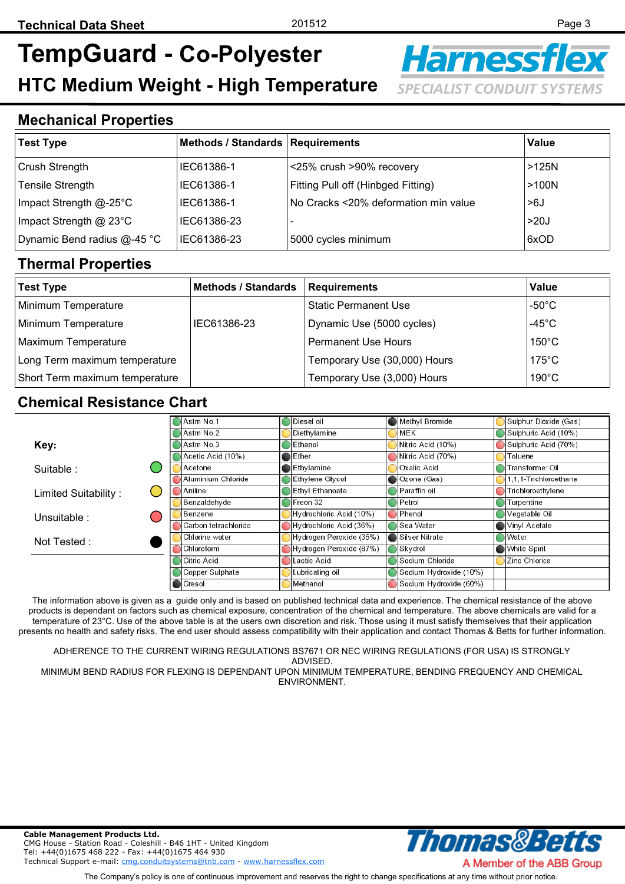# TempGuard - Co-Polyester

## HTC Medium Weight - High Temperature

## Mechanical Properties

| Test Type | Methods / Standards | Requirements | Value |
|---|---|---|---|
| Crush Strength | IEC61386-1 | <25% crush >90% recovery | >125N |
| Tensile Strength | IEC61386-1 | Fitting Pull off (Hinbged Fitting) | >100N |
| Impact Strength @-25°C | IEC61386-1 | No Cracks <20% deformation min value | >6J |
| Impact Strength @ 23°C | IEC61386-23 | - | >20J |
| Dynamic Bend radius @-45 °C | IEC61386-23 | 5000 cycles minimum | 6xOD |

## Thermal Properties

| Test Type | Methods / Standards | Requirements | Value |
|---|---|---|---|
| Minimum Temperature | | Static Permanent Use | -50°C |
| Minimum Temperature | IEC61386-23 | Dynamic Use (5000 cycles) | -45°C |
| Maximum Temperature | | Permanent Use Hours | 150°C |
| Long Term maximum temperature | | Temporary Use (30,000) Hours | 175°C |
| Short Term maximum temperature | | Temporary Use (3,000) Hours | 190°C |

## Chemical Resistance Chart

**Key:**

- Suitable : (green)
- Limited Suitability : (yellow)
- Unsuitable : (red)
- Not Tested : (black)

| Chemical | Rating | Chemical | Rating | Chemical | Rating | Chemical | Rating |
|---|---|---|---|---|---|---|---|
| Astm No.1 | Suitable | Diesel oil | Suitable | Methyl Bromide | Not Tested | Sulphur Dioxide (Gas) | Limited Suitability |
| Astm No.2 | Suitable | Diethylamine | Limited Suitability | MEK | Limited Suitability | Sulphuric Acid (10%) | Suitable |
| Astm No.3 | Unsuitable | Ethanol | Suitable | Nitric Acid (10%) | Limited Suitability | Sulphuric Acid (70%) | Unsuitable |
| Acetic Acid (10%) | Suitable | Ether | Not Tested | Nitric Acid (70%) | Unsuitable | Toluene | Limited Suitability |
| Acetone | Limited Suitability | Ethylamine | Not Tested | Oxalic Acid | Limited Suitability | Transformer Oil | Suitable |
| Aluminium Chloride | Unsuitable | Ethylene Glycol | Suitable | Ozone (Gas) | Not Tested | 1,1,1-Trichloroethane | Limited Suitability |
| Aniline | Unsuitable | Ethyl Ethanoate | Suitable | Paraffin oil | Suitable | Trichloroethylene | Unsuitable |
| Benzaldehyde | Limited Suitability | Freon 32 | Suitable | Petrol | Suitable | Turpentine | Suitable |
| Benzene | Limited Suitability | Hydrochloric Acid (10%) | Limited Suitability | Phenol | Unsuitable | Vegetable Oil | Suitable |
| Carbon tetrachloride | Unsuitable | Hydrochloric Acid (36%) | Unsuitable | Sea Water | Suitable | Vinyl Acetate | Not Tested |
| Chlorine water | Limited Suitability | Hydrogen Peroxide (35%) | Limited Suitability | Silver Nitrate | Suitable | Water | Suitable |
| Chloroform | Unsuitable | Hydrogen Peroxide (87%) | Unsuitable | Skydrol | Not Tested | White Spirit | Not Tested |
| Citric Acid | Suitable | Lactic Acid | Unsuitable | Sodium Chloride | Suitable | Zinc Chloride | Limited Suitability |
| Copper Sulphate | Suitable | Lubricating oil | Limited Suitability | Sodium Hydroxide (10%) | Suitable | | |
| Cresol | Not Tested | Methanol | Limited Suitability | Sodium Hydroxide (60%) | Unsuitable | | |

The information above is given as a guide only and is based on published technical data and experience. The chemical resistance of the above products is dependant on factors such as chemical exposure, concentration of the chemical and temperature. The above chemicals are valid for a temperature of 23°C. Use of the above table is at the users own discretion and risk. Those using it must satisfy themselves that their application presents no health and safety risks. The end user should assess compatibility with their application and contact Thomas & Betts for further information.

ADHERENCE TO THE CURRENT WIRING REGULATIONS BS7671 OR NEC WIRING REGULATIONS (FOR USA) IS STRONGLY ADVISED.
MINIMUM BEND RADIUS FOR FLEXING IS DEPENDANT UPON MINIMUM TEMPERATURE, BENDING FREQUENCY AND CHEMICAL ENVIRONMENT.

**Cable Management Products Ltd.**
CMG House - Station Road - Coleshill - B46 1HT - United Kingdom
Tel: +44(0)1675 468 222 - Fax: +44(0)1675 464 930
Technical Support e-mail: cmg.conduitsystems@tnb.com - www.harnessflex.com

Thomas&Betts — A Member of the ABB Group

The Company's policy is one of continuous improvement and reserves the right to change specifications at any time without prior notice.